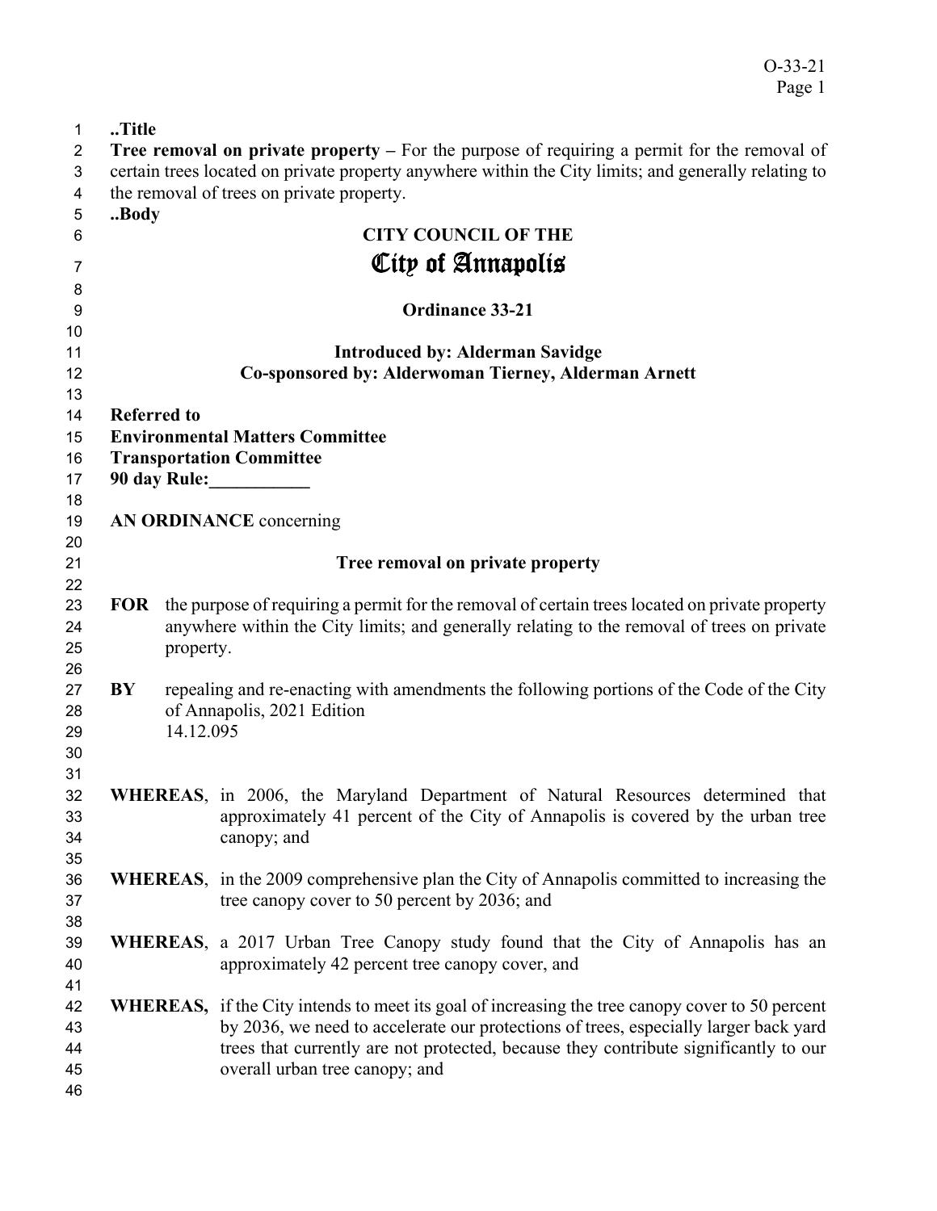..Title

**Tree removal on private property –** For the purpose of requiring a permit for the removal of certain trees located on private property anywhere within the City limits; and generally relating to the removal of trees on private property.

..Body

**CITY COUNCIL OF THE**

# City of Annapolis

**Ordinance 33-21**

**Introduced by: Alderman Savidge**
**Co-sponsored by: Alderwoman Tierney, Alderman Arnett**

**Referred to**
**Environmental Matters Committee**
**Transportation Committee**
**90 day Rule:___________**

**AN ORDINANCE** concerning

**Tree removal on private property**

**FOR** the purpose of requiring a permit for the removal of certain trees located on private property anywhere within the City limits; and generally relating to the removal of trees on private property.

**BY** repealing and re-enacting with amendments the following portions of the Code of the City of Annapolis, 2021 Edition
14.12.095

**WHEREAS**, in 2006, the Maryland Department of Natural Resources determined that approximately 41 percent of the City of Annapolis is covered by the urban tree canopy; and

**WHEREAS**, in the 2009 comprehensive plan the City of Annapolis committed to increasing the tree canopy cover to 50 percent by 2036; and

**WHEREAS**, a 2017 Urban Tree Canopy study found that the City of Annapolis has an approximately 42 percent tree canopy cover, and

**WHEREAS,** if the City intends to meet its goal of increasing the tree canopy cover to 50 percent by 2036, we need to accelerate our protections of trees, especially larger back yard trees that currently are not protected, because they contribute significantly to our overall urban tree canopy; and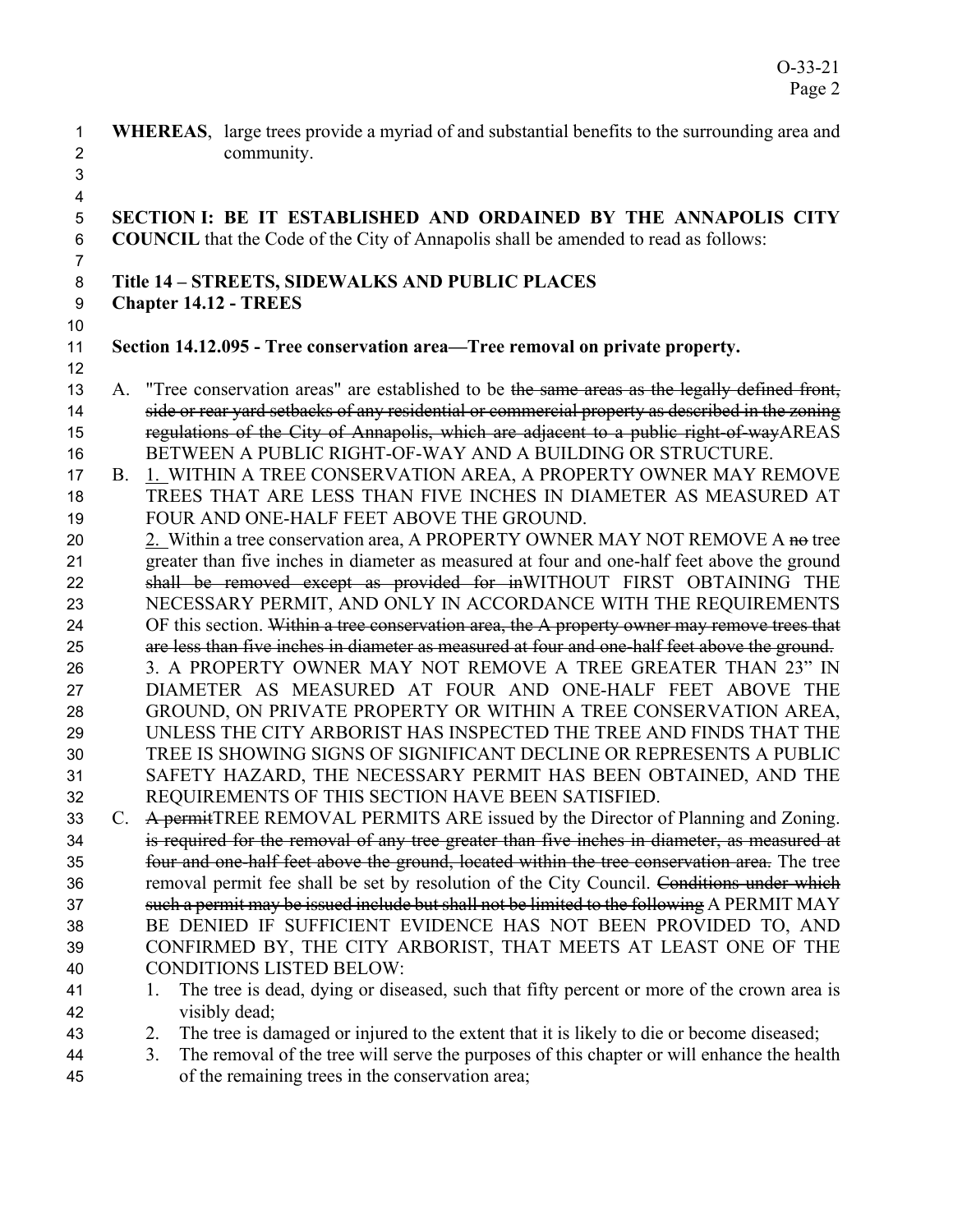**WHEREAS**, large trees provide a myriad of and substantial benefits to the surrounding area and community.

**SECTION I: BE IT ESTABLISHED AND ORDAINED BY THE ANNAPOLIS CITY COUNCIL** that the Code of the City of Annapolis shall be amended to read as follows:

**Title 14 – STREETS, SIDEWALKS AND PUBLIC PLACES**
**Chapter 14.12 - TREES**

**Section 14.12.095 - Tree conservation area—Tree removal on private property.**

A. "Tree conservation areas" are established to be ~~the same areas as the legally defined front, side or rear yard setbacks of any residential or commercial property as described in the zoning regulations of the City of Annapolis, which are adjacent to a public right-of-way~~AREAS BETWEEN A PUBLIC RIGHT-OF-WAY AND A BUILDING OR STRUCTURE.

B. 1. WITHIN A TREE CONSERVATION AREA, A PROPERTY OWNER MAY REMOVE TREES THAT ARE LESS THAN FIVE INCHES IN DIAMETER AS MEASURED AT FOUR AND ONE-HALF FEET ABOVE THE GROUND.

2. Within a tree conservation area, A PROPERTY OWNER MAY NOT REMOVE A ~~no~~ tree greater than five inches in diameter as measured at four and one-half feet above the ground ~~shall be removed except as provided for in~~WITHOUT FIRST OBTAINING THE NECESSARY PERMIT, AND ONLY IN ACCORDANCE WITH THE REQUIREMENTS OF this section. ~~Within a tree conservation area, the A property owner may remove trees that are less than five inches in diameter as measured at four and one-half feet above the ground.~~

3. A PROPERTY OWNER MAY NOT REMOVE A TREE GREATER THAN 23" IN DIAMETER AS MEASURED AT FOUR AND ONE-HALF FEET ABOVE THE GROUND, ON PRIVATE PROPERTY OR WITHIN A TREE CONSERVATION AREA, UNLESS THE CITY ARBORIST HAS INSPECTED THE TREE AND FINDS THAT THE TREE IS SHOWING SIGNS OF SIGNIFICANT DECLINE OR REPRESENTS A PUBLIC SAFETY HAZARD, THE NECESSARY PERMIT HAS BEEN OBTAINED, AND THE REQUIREMENTS OF THIS SECTION HAVE BEEN SATISFIED.

C. ~~A permit~~TREE REMOVAL PERMITS ARE issued by the Director of Planning and Zoning. ~~is required for the removal of any tree greater than five inches in diameter, as measured at four and one-half feet above the ground, located within the tree conservation area.~~ The tree removal permit fee shall be set by resolution of the City Council. ~~Conditions under which such a permit may be issued include but shall not be limited to the following~~ A PERMIT MAY BE DENIED IF SUFFICIENT EVIDENCE HAS NOT BEEN PROVIDED TO, AND CONFIRMED BY, THE CITY ARBORIST, THAT MEETS AT LEAST ONE OF THE CONDITIONS LISTED BELOW:

1. The tree is dead, dying or diseased, such that fifty percent or more of the crown area is visibly dead;
2. The tree is damaged or injured to the extent that it is likely to die or become diseased;
3. The removal of the tree will serve the purposes of this chapter or will enhance the health of the remaining trees in the conservation area;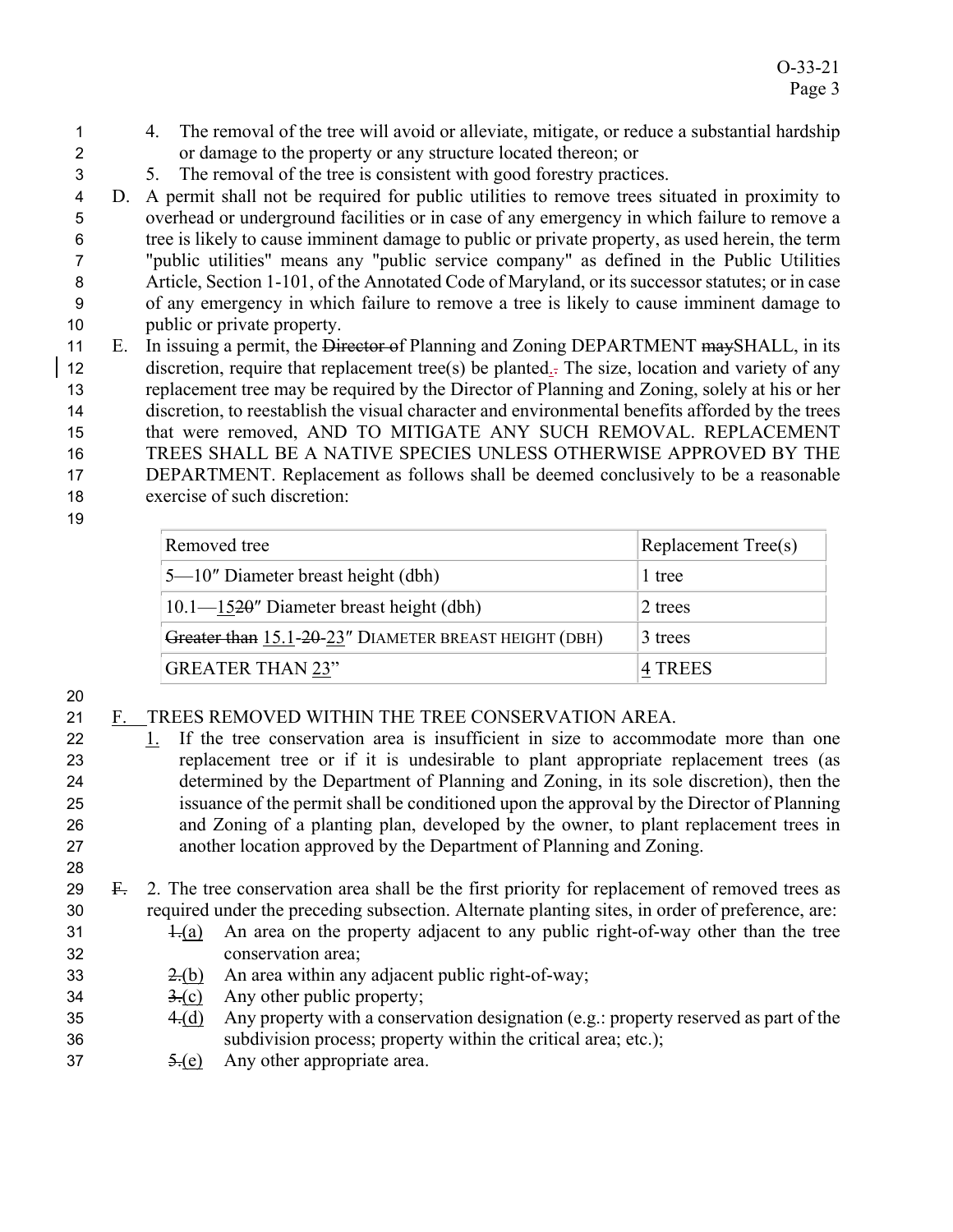4. The removal of the tree will avoid or alleviate, mitigate, or reduce a substantial hardship or damage to the property or any structure located thereon; or
5. The removal of the tree is consistent with good forestry practices.

D. A permit shall not be required for public utilities to remove trees situated in proximity to overhead or underground facilities or in case of any emergency in which failure to remove a tree is likely to cause imminent damage to public or private property, as used herein, the term "public utilities" means any "public service company" as defined in the Public Utilities Article, Section 1-101, of the Annotated Code of Maryland, or its successor statutes; or in case of any emergency in which failure to remove a tree is likely to cause imminent damage to public or private property.

E. In issuing a permit, the ~~Director of~~ Planning and Zoning DEPARTMENT ~~may~~SHALL, in its discretion, require that replacement tree(s) be planted. The size, location and variety of any replacement tree may be required by the Director of Planning and Zoning, solely at his or her discretion, to reestablish the visual character and environmental benefits afforded by the trees that were removed, AND TO MITIGATE ANY SUCH REMOVAL. REPLACEMENT TREES SHALL BE A NATIVE SPECIES UNLESS OTHERWISE APPROVED BY THE DEPARTMENT. Replacement as follows shall be deemed conclusively to be a reasonable exercise of such discretion:

| Removed tree | Replacement Tree(s) |
|---|---|
| 5—10″ Diameter breast height (dbh) | 1 tree |
| 10.1—15~~20~~″ Diameter breast height (dbh) | 2 trees |
| ~~Greater than~~ 15.1-~~20~~-23″ DIAMETER BREAST HEIGHT (DBH) | 3 trees |
| GREATER THAN 23" | 4 TREES |

F. TREES REMOVED WITHIN THE TREE CONSERVATION AREA.

1. If the tree conservation area is insufficient in size to accommodate more than one replacement tree or if it is undesirable to plant appropriate replacement trees (as determined by the Department of Planning and Zoning, in its sole discretion), then the issuance of the permit shall be conditioned upon the approval by the Director of Planning and Zoning of a planting plan, developed by the owner, to plant replacement trees in another location approved by the Department of Planning and Zoning.

~~F.~~ 2. The tree conservation area shall be the first priority for replacement of removed trees as required under the preceding subsection. Alternate planting sites, in order of preference, are:

~~1.~~(a) An area on the property adjacent to any public right-of-way other than the tree conservation area;
~~2.~~(b) An area within any adjacent public right-of-way;
~~3.~~(c) Any other public property;
~~4.~~(d) Any property with a conservation designation (e.g.: property reserved as part of the subdivision process; property within the critical area; etc.);
~~5.~~(e) Any other appropriate area.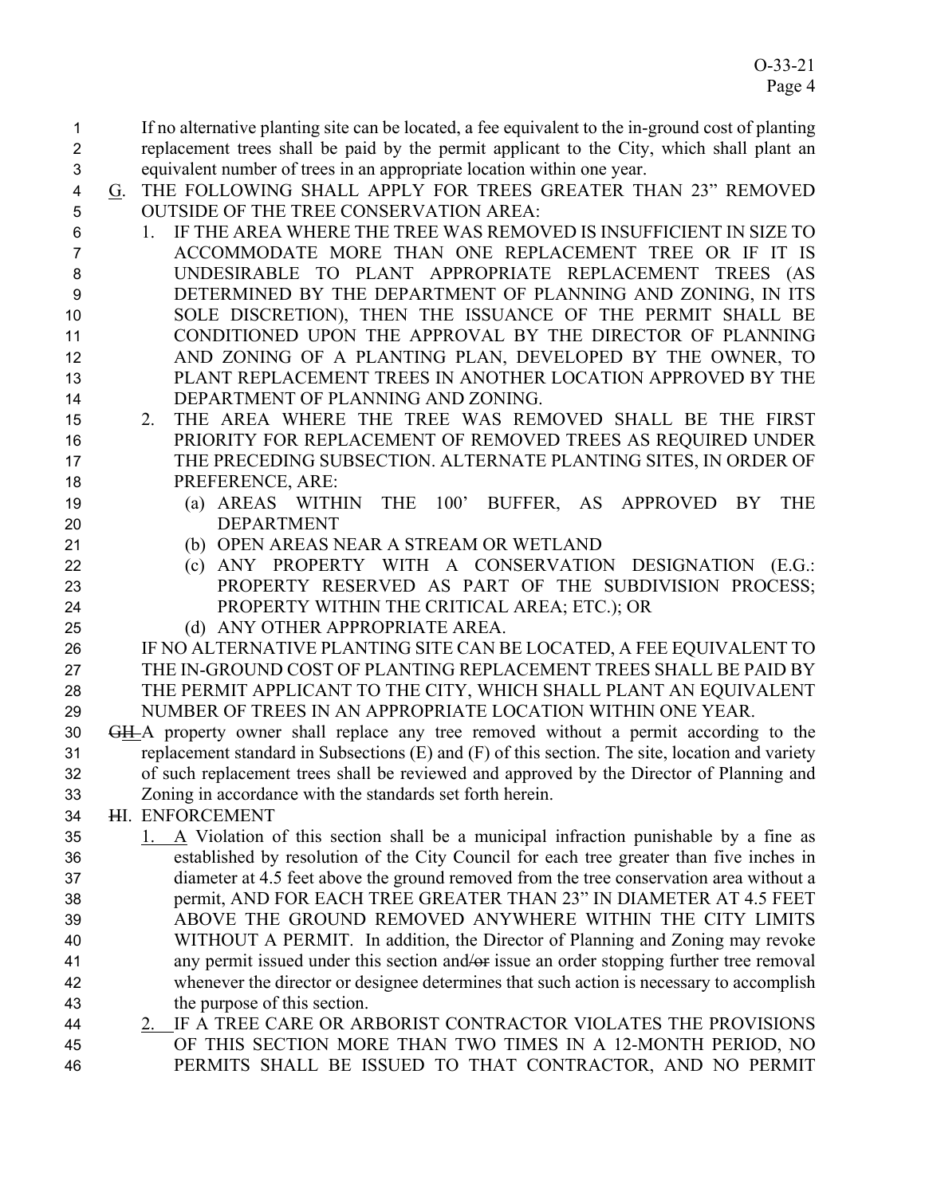If no alternative planting site can be located, a fee equivalent to the in-ground cost of planting replacement trees shall be paid by the permit applicant to the City, which shall plant an equivalent number of trees in an appropriate location within one year.

G. THE FOLLOWING SHALL APPLY FOR TREES GREATER THAN 23" REMOVED OUTSIDE OF THE TREE CONSERVATION AREA:

1. IF THE AREA WHERE THE TREE WAS REMOVED IS INSUFFICIENT IN SIZE TO ACCOMMODATE MORE THAN ONE REPLACEMENT TREE OR IF IT IS UNDESIRABLE TO PLANT APPROPRIATE REPLACEMENT TREES (AS DETERMINED BY THE DEPARTMENT OF PLANNING AND ZONING, IN ITS SOLE DISCRETION), THEN THE ISSUANCE OF THE PERMIT SHALL BE CONDITIONED UPON THE APPROVAL BY THE DIRECTOR OF PLANNING AND ZONING OF A PLANTING PLAN, DEVELOPED BY THE OWNER, TO PLANT REPLACEMENT TREES IN ANOTHER LOCATION APPROVED BY THE DEPARTMENT OF PLANNING AND ZONING.
2. THE AREA WHERE THE TREE WAS REMOVED SHALL BE THE FIRST PRIORITY FOR REPLACEMENT OF REMOVED TREES AS REQUIRED UNDER THE PRECEDING SUBSECTION. ALTERNATE PLANTING SITES, IN ORDER OF PREFERENCE, ARE:
   (a) AREAS WITHIN THE 100' BUFFER, AS APPROVED BY THE DEPARTMENT
   (b) OPEN AREAS NEAR A STREAM OR WETLAND
   (c) ANY PROPERTY WITH A CONSERVATION DESIGNATION (E.G.: PROPERTY RESERVED AS PART OF THE SUBDIVISION PROCESS; PROPERTY WITHIN THE CRITICAL AREA; ETC.); OR
   (d) ANY OTHER APPROPRIATE AREA.

IF NO ALTERNATIVE PLANTING SITE CAN BE LOCATED, A FEE EQUIVALENT TO THE IN-GROUND COST OF PLANTING REPLACEMENT TREES SHALL BE PAID BY THE PERMIT APPLICANT TO THE CITY, WHICH SHALL PLANT AN EQUIVALENT NUMBER OF TREES IN AN APPROPRIATE LOCATION WITHIN ONE YEAR.

~~G~~H. A property owner shall replace any tree removed without a permit according to the replacement standard in Subsections (E) and (F) of this section. The site, location and variety of such replacement trees shall be reviewed and approved by the Director of Planning and Zoning in accordance with the standards set forth herein.

~~H~~I. ENFORCEMENT

1. A Violation of this section shall be a municipal infraction punishable by a fine as established by resolution of the City Council for each tree greater than five inches in diameter at 4.5 feet above the ground removed from the tree conservation area without a permit, AND FOR EACH TREE GREATER THAN 23" IN DIAMETER AT 4.5 FEET ABOVE THE GROUND REMOVED ANYWHERE WITHIN THE CITY LIMITS WITHOUT A PERMIT. In addition, the Director of Planning and Zoning may revoke any permit issued under this section and~~/or~~ issue an order stopping further tree removal whenever the director or designee determines that such action is necessary to accomplish the purpose of this section.
2. IF A TREE CARE OR ARBORIST CONTRACTOR VIOLATES THE PROVISIONS OF THIS SECTION MORE THAN TWO TIMES IN A 12-MONTH PERIOD, NO PERMITS SHALL BE ISSUED TO THAT CONTRACTOR, AND NO PERMIT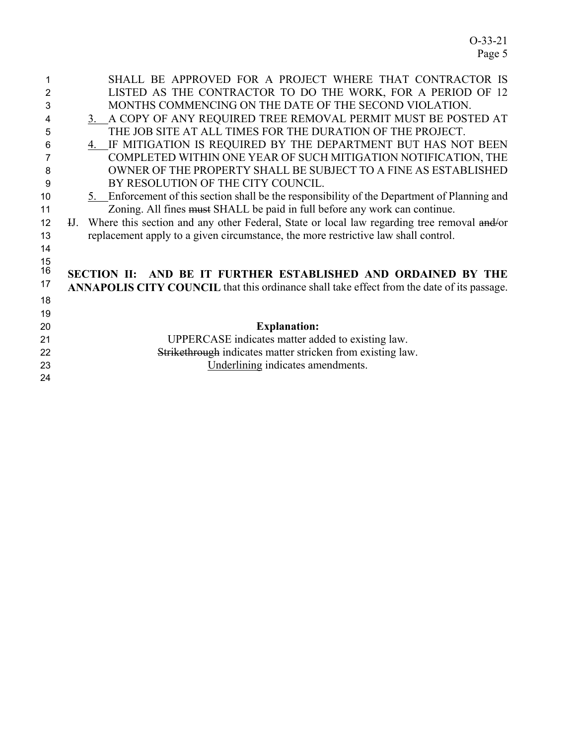SHALL BE APPROVED FOR A PROJECT WHERE THAT CONTRACTOR IS LISTED AS THE CONTRACTOR TO DO THE WORK, FOR A PERIOD OF 12 MONTHS COMMENCING ON THE DATE OF THE SECOND VIOLATION.

3. A COPY OF ANY REQUIRED TREE REMOVAL PERMIT MUST BE POSTED AT THE JOB SITE AT ALL TIMES FOR THE DURATION OF THE PROJECT.

4. IF MITIGATION IS REQUIRED BY THE DEPARTMENT BUT HAS NOT BEEN COMPLETED WITHIN ONE YEAR OF SUCH MITIGATION NOTIFICATION, THE OWNER OF THE PROPERTY SHALL BE SUBJECT TO A FINE AS ESTABLISHED BY RESOLUTION OF THE CITY COUNCIL.

5. Enforcement of this section shall be the responsibility of the Department of Planning and Zoning. All fines ~~must~~ SHALL be paid in full before any work can continue.

~~I~~J. Where this section and any other Federal, State or local law regarding tree removal ~~and/~~or replacement apply to a given circumstance, the more restrictive law shall control.

**SECTION II: AND BE IT FURTHER ESTABLISHED AND ORDAINED BY THE ANNAPOLIS CITY COUNCIL** that this ordinance shall take effect from the date of its passage.

**Explanation:**

UPPERCASE indicates matter added to existing law.

~~Strikethrough~~ indicates matter stricken from existing law.

Underlining indicates amendments.